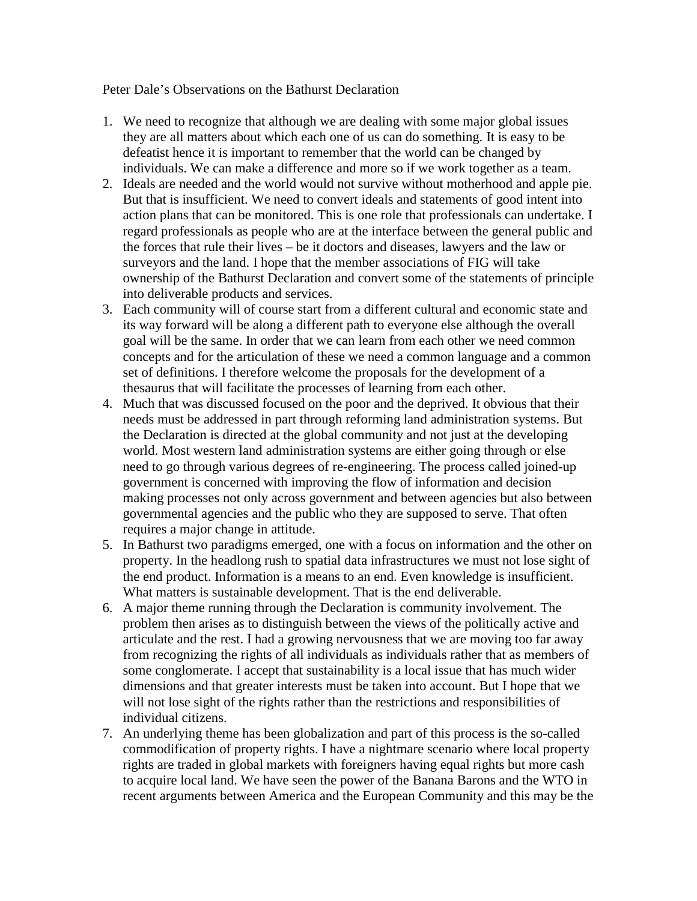Peter Dale's Observations on the Bathurst Declaration

1. We need to recognize that although we are dealing with some major global issues they are all matters about which each one of us can do something. It is easy to be defeatist hence it is important to remember that the world can be changed by individuals. We can make a difference and more so if we work together as a team.
2. Ideals are needed and the world would not survive without motherhood and apple pie. But that is insufficient. We need to convert ideals and statements of good intent into action plans that can be monitored. This is one role that professionals can undertake. I regard professionals as people who are at the interface between the general public and the forces that rule their lives – be it doctors and diseases, lawyers and the law or surveyors and the land. I hope that the member associations of FIG will take ownership of the Bathurst Declaration and convert some of the statements of principle into deliverable products and services.
3. Each community will of course start from a different cultural and economic state and its way forward will be along a different path to everyone else although the overall goal will be the same. In order that we can learn from each other we need common concepts and for the articulation of these we need a common language and a common set of definitions. I therefore welcome the proposals for the development of a thesaurus that will facilitate the processes of learning from each other.
4. Much that was discussed focused on the poor and the deprived. It obvious that their needs must be addressed in part through reforming land administration systems. But the Declaration is directed at the global community and not just at the developing world. Most western land administration systems are either going through or else need to go through various degrees of re-engineering. The process called joined-up government is concerned with improving the flow of information and decision making processes not only across government and between agencies but also between governmental agencies and the public who they are supposed to serve. That often requires a major change in attitude.
5. In Bathurst two paradigms emerged, one with a focus on information and the other on property. In the headlong rush to spatial data infrastructures we must not lose sight of the end product. Information is a means to an end. Even knowledge is insufficient. What matters is sustainable development. That is the end deliverable.
6. A major theme running through the Declaration is community involvement. The problem then arises as to distinguish between the views of the politically active and articulate and the rest. I had a growing nervousness that we are moving too far away from recognizing the rights of all individuals as individuals rather that as members of some conglomerate. I accept that sustainability is a local issue that has much wider dimensions and that greater interests must be taken into account. But I hope that we will not lose sight of the rights rather than the restrictions and responsibilities of individual citizens.
7. An underlying theme has been globalization and part of this process is the so-called commodification of property rights. I have a nightmare scenario where local property rights are traded in global markets with foreigners having equal rights but more cash to acquire local land. We have seen the power of the Banana Barons and the WTO in recent arguments between America and the European Community and this may be the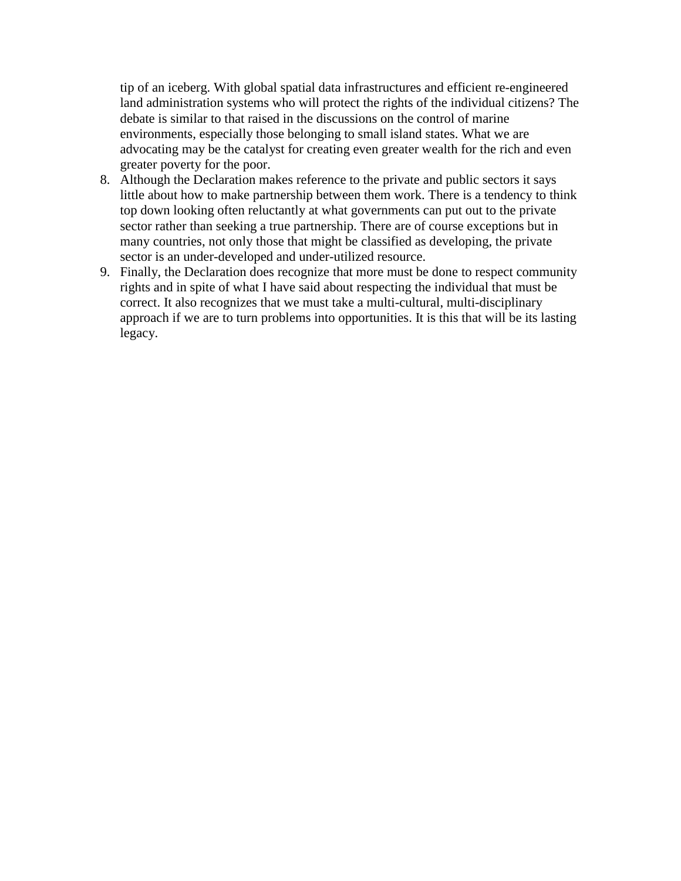tip of an iceberg. With global spatial data infrastructures and efficient re-engineered land administration systems who will protect the rights of the individual citizens? The debate is similar to that raised in the discussions on the control of marine environments, especially those belonging to small island states. What we are advocating may be the catalyst for creating even greater wealth for the rich and even greater poverty for the poor.

8. Although the Declaration makes reference to the private and public sectors it says little about how to make partnership between them work. There is a tendency to think top down looking often reluctantly at what governments can put out to the private sector rather than seeking a true partnership. There are of course exceptions but in many countries, not only those that might be classified as developing, the private sector is an under-developed and under-utilized resource.
9. Finally, the Declaration does recognize that more must be done to respect community rights and in spite of what I have said about respecting the individual that must be correct. It also recognizes that we must take a multi-cultural, multi-disciplinary approach if we are to turn problems into opportunities. It is this that will be its lasting legacy.